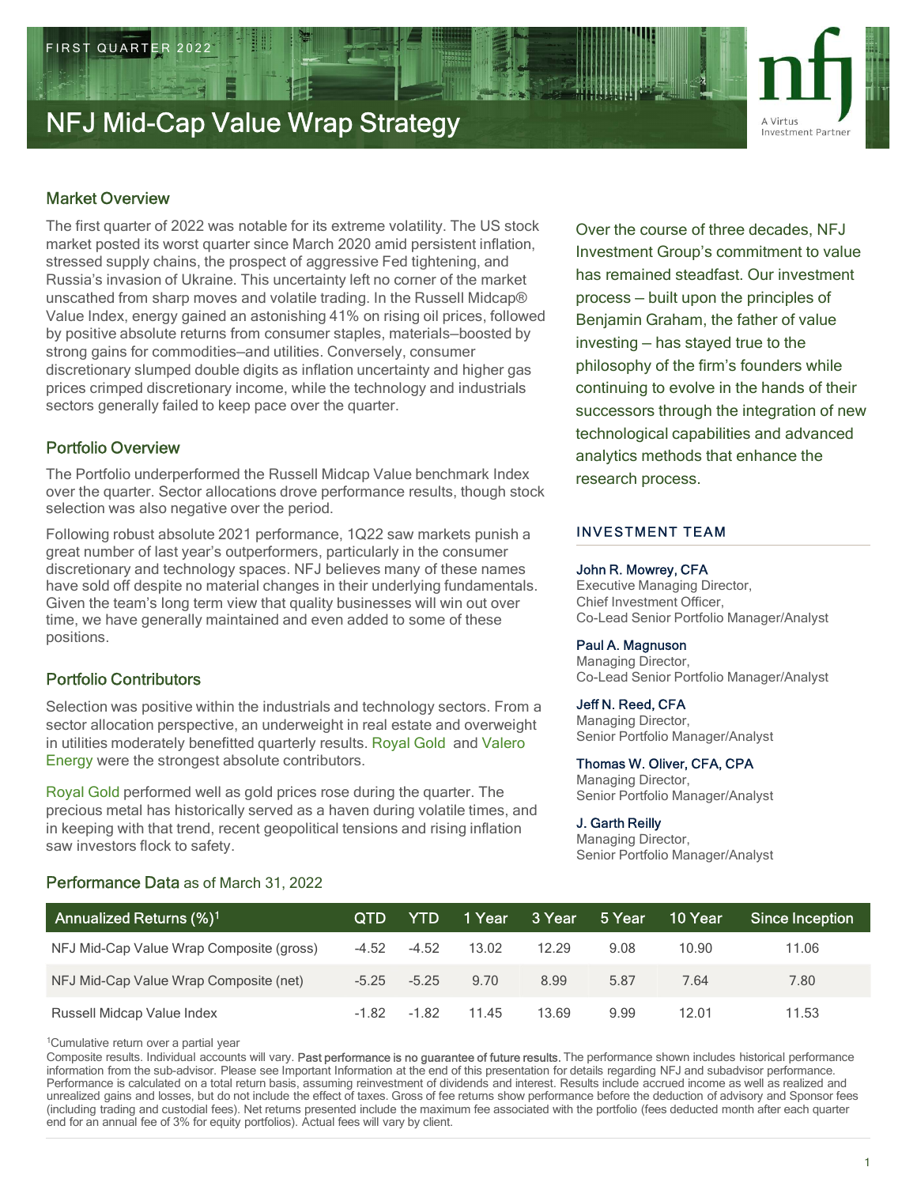FIRST QUARTER 2022

# NFJ Mid-Cap Value Wrap Strategy

A Virtus Investment Partner

## Market Overview

The first quarter of 2022 was notable for its extreme volatility. The US stock market posted its worst quarter since March 2020 amid persistent inflation, stressed supply chains, the prospect of aggressive Fed tightening, and Russia's invasion of Ukraine. This uncertainty left no corner of the market unscathed from sharp moves and volatile trading. In the Russell Midcap® Value Index, energy gained an astonishing 41% on rising oil prices, followed by positive absolute returns from consumer staples, materials–boosted by strong gains for commodities–and utilities. Conversely, consumer discretionary slumped double digits as inflation uncertainty and higher gas prices crimped discretionary income, while the technology and industrials sectors generally failed to keep pace over the quarter.

## Portfolio Overview

The Portfolio underperformed the Russell Midcap Value benchmark Index over the quarter. Sector allocations drove performance results, though stock selection was also negative over the period.

Following robust absolute 2021 performance, 1Q22 saw markets punish a great number of last year's outperformers, particularly in the consumer discretionary and technology spaces. NFJ believes many of these names have sold off despite no material changes in their underlying fundamentals. Given the team's long term view that quality businesses will win out over time, we have generally maintained and even added to some of these positions.

## Portfolio Contributors

Selection was positive within the industrials and technology sectors. From a sector allocation perspective, an underweight in real estate and overweight in utilities moderately benefitted quarterly results. Royal Gold and Valero Energy were the strongest absolute contributors.

Royal Gold performed well as gold prices rose during the quarter. The precious metal has historically served as a haven during volatile times, and in keeping with that trend, recent geopolitical tensions and rising inflation saw investors flock to safety.

Over the course of three decades, NFJ Investment Group's commitment to value has remained steadfast. Our investment process – built upon the principles of Benjamin Graham, the father of value investing – has stayed true to the philosophy of the firm's founders while continuing to evolve in the hands of their successors through the integration of new technological capabilities and advanced analytics methods that enhance the research process.

### INVESTMENT TEAM

**John R. Mowrey, CFA**
Executive Managing Director,
Chief Investment Officer,
Co-Lead Senior Portfolio Manager/Analyst

**Paul A. Magnuson**
Managing Director,
Co-Lead Senior Portfolio Manager/Analyst

**Jeff N. Reed, CFA**
Managing Director,
Senior Portfolio Manager/Analyst

**Thomas W. Oliver, CFA, CPA**
Managing Director,
Senior Portfolio Manager/Analyst

**J. Garth Reilly**
Managing Director,
Senior Portfolio Manager/Analyst

## Performance Data as of March 31, 2022

| Annualized Returns (%)[1] | QTD | YTD | 1 Year | 3 Year | 5 Year | 10 Year | Since Inception |
|---|---|---|---|---|---|---|---|
| NFJ Mid-Cap Value Wrap Composite (gross) | -4.52 | -4.52 | 13.02 | 12.29 | 9.08 | 10.90 | 11.06 |
| NFJ Mid-Cap Value Wrap Composite (net) | -5.25 | -5.25 | 9.70 | 8.99 | 5.87 | 7.64 | 7.80 |
| Russell Midcap Value Index | -1.82 | -1.82 | 11.45 | 13.69 | 9.99 | 12.01 | 11.53 |

[1]Cumulative return over a partial year

Composite results. Individual accounts will vary. **Past performance is no guarantee of future results.** The performance shown includes historical performance information from the sub-advisor. Please see Important Information at the end of this presentation for details regarding NFJ and subadvisor performance. Performance is calculated on a total return basis, assuming reinvestment of dividends and interest. Results include accrued income as well as realized and unrealized gains and losses, but do not include the effect of taxes. Gross of fee returns show performance before the deduction of advisory and Sponsor fees (including trading and custodial fees). Net returns presented include the maximum fee associated with the portfolio (fees deducted month after each quarter end for an annual fee of 3% for equity portfolios). Actual fees will vary by client.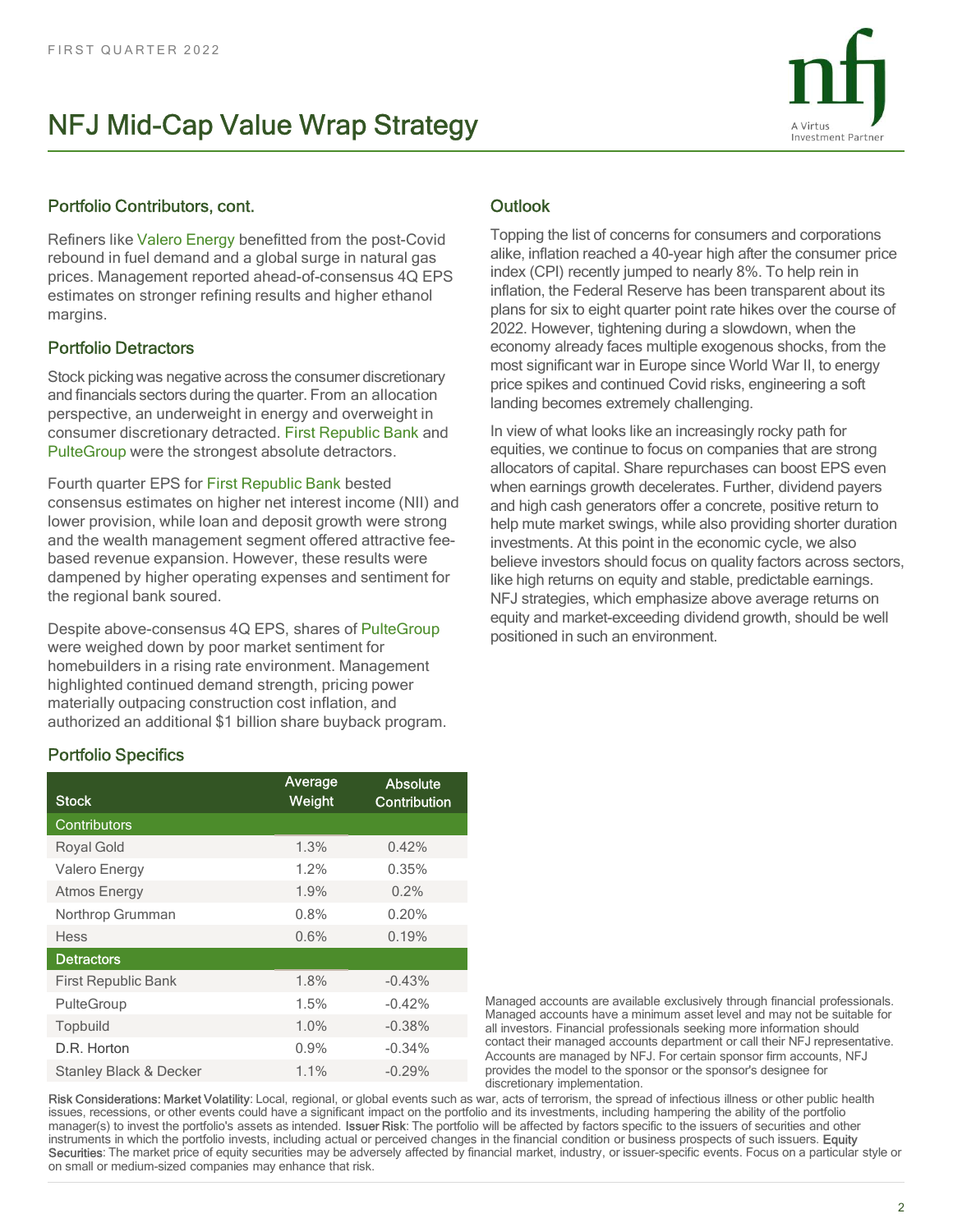# NFJ Mid-Cap Value Wrap Strategy

## Portfolio Contributors, cont.

Refiners like Valero Energy benefitted from the post-Covid rebound in fuel demand and a global surge in natural gas prices. Management reported ahead-of-consensus 4Q EPS estimates on stronger refining results and higher ethanol margins.

## Portfolio Detractors

Stock picking was negative across the consumer discretionary and financials sectors during the quarter. From an allocation perspective, an underweight in energy and overweight in consumer discretionary detracted. First Republic Bank and PulteGroup were the strongest absolute detractors.

Fourth quarter EPS for First Republic Bank bested consensus estimates on higher net interest income (NII) and lower provision, while loan and deposit growth were strong and the wealth management segment offered attractive fee-based revenue expansion. However, these results were dampened by higher operating expenses and sentiment for the regional bank soured.

Despite above-consensus 4Q EPS, shares of PulteGroup were weighed down by poor market sentiment for homebuilders in a rising rate environment. Management highlighted continued demand strength, pricing power materially outpacing construction cost inflation, and authorized an additional $1 billion share buyback program.

## Portfolio Specifics

| Stock | Average Weight | Absolute Contribution |
|---|---|---|
| **Contributors** | | |
| Royal Gold | 1.3% | 0.42% |
| Valero Energy | 1.2% | 0.35% |
| Atmos Energy | 1.9% | 0.2% |
| Northrop Grumman | 0.8% | 0.20% |
| Hess | 0.6% | 0.19% |
| **Detractors** | | |
| First Republic Bank | 1.8% | -0.43% |
| PulteGroup | 1.5% | -0.42% |
| Topbuild | 1.0% | -0.38% |
| D.R. Horton | 0.9% | -0.34% |
| Stanley Black & Decker | 1.1% | -0.29% |

## Outlook

Topping the list of concerns for consumers and corporations alike, inflation reached a 40-year high after the consumer price index (CPI) recently jumped to nearly 8%. To help rein in inflation, the Federal Reserve has been transparent about its plans for six to eight quarter point rate hikes over the course of 2022. However, tightening during a slowdown, when the economy already faces multiple exogenous shocks, from the most significant war in Europe since World War II, to energy price spikes and continued Covid risks, engineering a soft landing becomes extremely challenging.

In view of what looks like an increasingly rocky path for equities, we continue to focus on companies that are strong allocators of capital. Share repurchases can boost EPS even when earnings growth decelerates. Further, dividend payers and high cash generators offer a concrete, positive return to help mute market swings, while also providing shorter duration investments. At this point in the economic cycle, we also believe investors should focus on quality factors across sectors, like high returns on equity and stable, predictable earnings. NFJ strategies, which emphasize above average returns on equity and market-exceeding dividend growth, should be well positioned in such an environment.

Managed accounts are available exclusively through financial professionals. Managed accounts have a minimum asset level and may not be suitable for all investors. Financial professionals seeking more information should contact their managed accounts department or call their NFJ representative. Accounts are managed by NFJ. For certain sponsor firm accounts, NFJ provides the model to the sponsor or the sponsor's designee for discretionary implementation.

**Risk Considerations: Market Volatility**: Local, regional, or global events such as war, acts of terrorism, the spread of infectious illness or other public health issues, recessions, or other events could have a significant impact on the portfolio and its investments, including hampering the ability of the portfolio manager(s) to invest the portfolio's assets as intended. **Issuer Risk**: The portfolio will be affected by factors specific to the issuers of securities and other instruments in which the portfolio invests, including actual or perceived changes in the financial condition or business prospects of such issuers. **Equity Securities**: The market price of equity securities may be adversely affected by financial market, industry, or issuer-specific events. Focus on a particular style or on small or medium-sized companies may enhance that risk.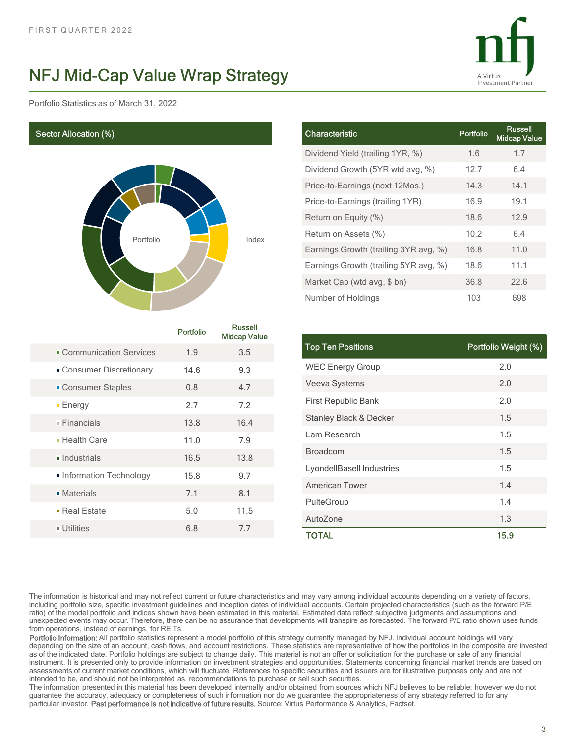FIRST QUARTER 2022

# NFJ Mid-Cap Value Wrap Strategy

Portfolio Statistics as of March 31, 2022

## Sector Allocation (%)

Portfolio

Index

| | Portfolio | Russell Midcap Value |
|---|---|---|
| Communication Services | 1.9 | 3.5 |
| Consumer Discretionary | 14.6 | 9.3 |
| Consumer Staples | 0.8 | 4.7 |
| Energy | 2.7 | 7.2 |
| Financials | 13.8 | 16.4 |
| Health Care | 11.0 | 7.9 |
| Industrials | 16.5 | 13.8 |
| Information Technology | 15.8 | 9.7 |
| Materials | 7.1 | 8.1 |
| Real Estate | 5.0 | 11.5 |
| Utilities | 6.8 | 7.7 |

| Characteristic | Portfolio | Russell Midcap Value |
|---|---|---|
| Dividend Yield (trailing 1YR, %) | 1.6 | 1.7 |
| Dividend Growth (5YR wtd avg, %) | 12.7 | 6.4 |
| Price-to-Earnings (next 12Mos.) | 14.3 | 14.1 |
| Price-to-Earnings (trailing 1YR) | 16.9 | 19.1 |
| Return on Equity (%) | 18.6 | 12.9 |
| Return on Assets (%) | 10.2 | 6.4 |
| Earnings Growth (trailing 3YR avg, %) | 16.8 | 11.0 |
| Earnings Growth (trailing 5YR avg, %) | 18.6 | 11.1 |
| Market Cap (wtd avg, $ bn) | 36.8 | 22.6 |
| Number of Holdings | 103 | 698 |

| Top Ten Positions | Portfolio Weight (%) |
|---|---|
| WEC Energy Group | 2.0 |
| Veeva Systems | 2.0 |
| First Republic Bank | 2.0 |
| Stanley Black & Decker | 1.5 |
| Lam Research | 1.5 |
| Broadcom | 1.5 |
| LyondellBasell Industries | 1.5 |
| American Tower | 1.4 |
| PulteGroup | 1.4 |
| AutoZone | 1.3 |
| **TOTAL** | **15.9** |

The information is historical and may not reflect current or future characteristics and may vary among individual accounts depending on a variety of factors, including portfolio size, specific investment guidelines and inception dates of individual accounts. Certain projected characteristics (such as the forward P/E ratio) of the model portfolio and indices shown have been estimated in this material. Estimated data reflect subjective judgments and assumptions and unexpected events may occur. Therefore, there can be no assurance that developments will transpire as forecasted. The forward P/E ratio shown uses funds from operations, instead of earnings, for REITs.

Portfolio Information: All portfolio statistics represent a model portfolio of this strategy currently managed by NFJ. Individual account holdings will vary depending on the size of an account, cash flows, and account restrictions. These statistics are representative of how the portfolios in the composite are invested as of the indicated date. Portfolio holdings are subject to change daily. This material is not an offer or solicitation for the purchase or sale of any financial instrument. It is presented only to provide information on investment strategies and opportunities. Statements concerning financial market trends are based on assessments of current market conditions, which will fluctuate. References to specific securities and issuers are for illustrative purposes only and are not intended to be, and should not be interpreted as, recommendations to purchase or sell such securities.

The information presented in this material has been developed internally and/or obtained from sources which NFJ believes to be reliable; however we do not guarantee the accuracy, adequacy or completeness of such information nor do we guarantee the appropriateness of any strategy referred to for any particular investor. **Past performance is not indicative of future results.** Source: Virtus Performance & Analytics, Factset.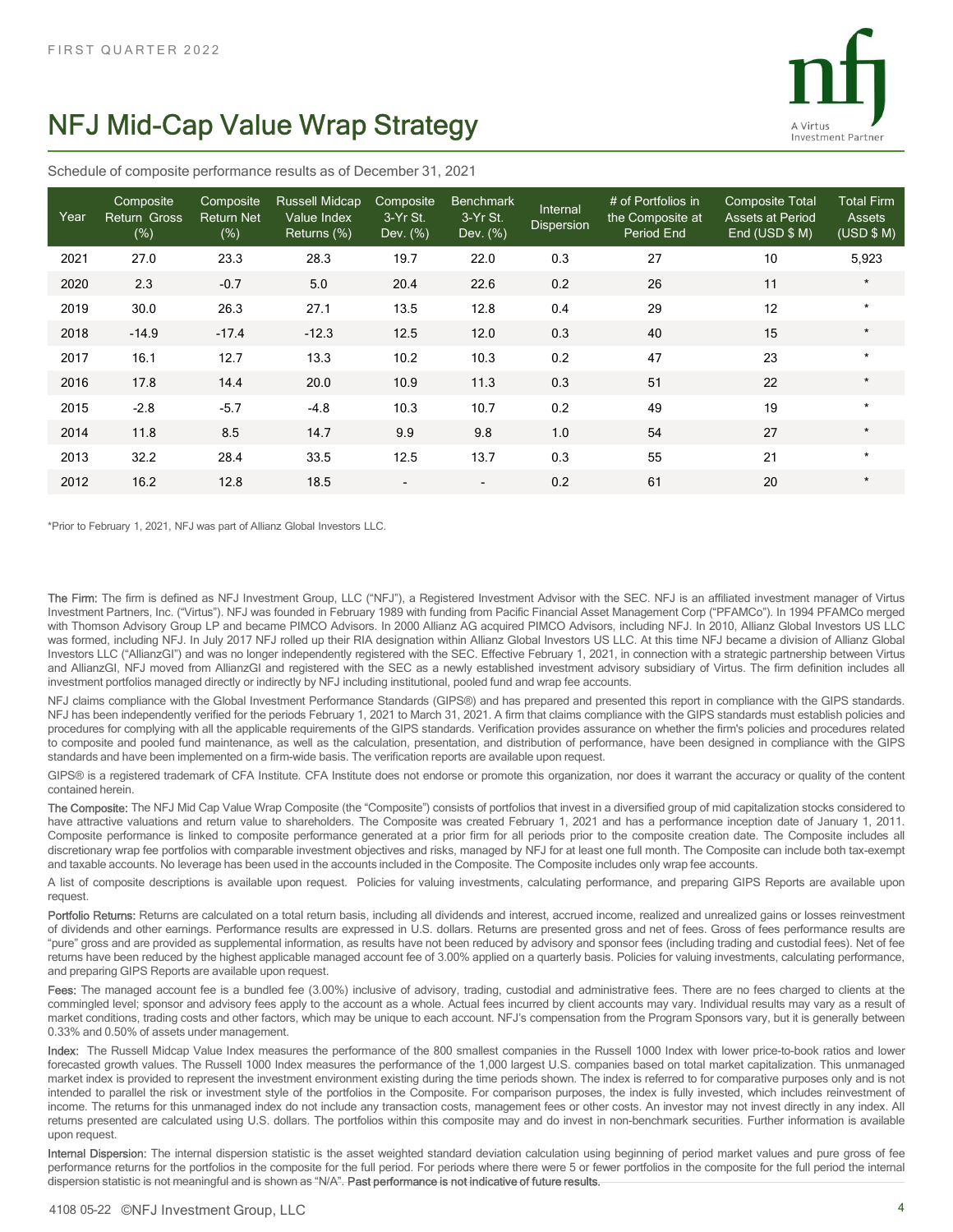FIRST QUARTER 2022

# NFJ Mid-Cap Value Wrap Strategy

Schedule of composite performance results as of December 31, 2021

| Year | Composite Return Gross (%) | Composite Return Net (%) | Russell Midcap Value Index Returns (%) | Composite 3-Yr St. Dev. (%) | Benchmark 3-Yr St. Dev. (%) | Internal Dispersion | # of Portfolios in the Composite at Period End | Composite Total Assets at Period End (USD $ M) | Total Firm Assets (USD $ M) |
|---|---|---|---|---|---|---|---|---|---|
| 2021 | 27.0 | 23.3 | 28.3 | 19.7 | 22.0 | 0.3 | 27 | 10 | 5,923 |
| 2020 | 2.3 | -0.7 | 5.0 | 20.4 | 22.6 | 0.2 | 26 | 11 | * |
| 2019 | 30.0 | 26.3 | 27.1 | 13.5 | 12.8 | 0.4 | 29 | 12 | * |
| 2018 | -14.9 | -17.4 | -12.3 | 12.5 | 12.0 | 0.3 | 40 | 15 | * |
| 2017 | 16.1 | 12.7 | 13.3 | 10.2 | 10.3 | 0.2 | 47 | 23 | * |
| 2016 | 17.8 | 14.4 | 20.0 | 10.9 | 11.3 | 0.3 | 51 | 22 | * |
| 2015 | -2.8 | -5.7 | -4.8 | 10.3 | 10.7 | 0.2 | 49 | 19 | * |
| 2014 | 11.8 | 8.5 | 14.7 | 9.9 | 9.8 | 1.0 | 54 | 27 | * |
| 2013 | 32.2 | 28.4 | 33.5 | 12.5 | 13.7 | 0.3 | 55 | 21 | * |
| 2012 | 16.2 | 12.8 | 18.5 | - | - | 0.2 | 61 | 20 | * |

*Prior to February 1, 2021, NFJ was part of Allianz Global Investors LLC.

The Firm: The firm is defined as NFJ Investment Group, LLC ("NFJ"), a Registered Investment Advisor with the SEC. NFJ is an affiliated investment manager of Virtus Investment Partners, Inc. ("Virtus"). NFJ was founded in February 1989 with funding from Pacific Financial Asset Management Corp ("PFAMCo"). In 1994 PFAMCo merged with Thomson Advisory Group LP and became PIMCO Advisors. In 2000 Allianz AG acquired PIMCO Advisors, including NFJ. In 2010, Allianz Global Investors US LLC was formed, including NFJ. In July 2017 NFJ rolled up their RIA designation within Allianz Global Investors US LLC. At this time NFJ became a division of Allianz Global Investors LLC ("AllianzGI") and was no longer independently registered with the SEC. Effective February 1, 2021, in connection with a strategic partnership between Virtus and AllianzGI, NFJ moved from AllianzGI and registered with the SEC as a newly established investment advisory subsidiary of Virtus. The firm definition includes all investment portfolios managed directly or indirectly by NFJ including institutional, pooled fund and wrap fee accounts.

NFJ claims compliance with the Global Investment Performance Standards (GIPS®) and has prepared and presented this report in compliance with the GIPS standards. NFJ has been independently verified for the periods February 1, 2021 to March 31, 2021. A firm that claims compliance with the GIPS standards must establish policies and procedures for complying with all the applicable requirements of the GIPS standards. Verification provides assurance on whether the firm's policies and procedures related to composite and pooled fund maintenance, as well as the calculation, presentation, and distribution of performance, have been designed in compliance with the GIPS standards and have been implemented on a firm-wide basis. The verification reports are available upon request.

GIPS® is a registered trademark of CFA Institute. CFA Institute does not endorse or promote this organization, nor does it warrant the accuracy or quality of the content contained herein.

The Composite: The NFJ Mid Cap Value Wrap Composite (the "Composite") consists of portfolios that invest in a diversified group of mid capitalization stocks considered to have attractive valuations and return value to shareholders. The Composite was created February 1, 2021 and has a performance inception date of January 1, 2011. Composite performance is linked to composite performance generated at a prior firm for all periods prior to the composite creation date. The Composite includes all discretionary wrap fee portfolios with comparable investment objectives and risks, managed by NFJ for at least one full month. The Composite can include both tax-exempt and taxable accounts. No leverage has been used in the accounts included in the Composite. The Composite includes only wrap fee accounts.

A list of composite descriptions is available upon request. Policies for valuing investments, calculating performance, and preparing GIPS Reports are available upon request.

Portfolio Returns: Returns are calculated on a total return basis, including all dividends and interest, accrued income, realized and unrealized gains or losses reinvestment of dividends and other earnings. Performance results are expressed in U.S. dollars. Returns are presented gross and net of fees. Gross of fees performance results are "pure" gross and are provided as supplemental information, as results have not been reduced by advisory and sponsor fees (including trading and custodial fees). Net of fee returns have been reduced by the highest applicable managed account fee of 3.00% applied on a quarterly basis. Policies for valuing investments, calculating performance, and preparing GIPS Reports are available upon request.

Fees: The managed account fee is a bundled fee (3.00%) inclusive of advisory, trading, custodial and administrative fees. There are no fees charged to clients at the commingled level; sponsor and advisory fees apply to the account as a whole. Actual fees incurred by client accounts may vary. Individual results may vary as a result of market conditions, trading costs and other factors, which may be unique to each account. NFJ's compensation from the Program Sponsors vary, but it is generally between 0.33% and 0.50% of assets under management.

Index: The Russell Midcap Value Index measures the performance of the 800 smallest companies in the Russell 1000 Index with lower price-to-book ratios and lower forecasted growth values. The Russell 1000 Index measures the performance of the 1,000 largest U.S. companies based on total market capitalization. This unmanaged market index is provided to represent the investment environment existing during the time periods shown. The index is referred to for comparative purposes only and is not intended to parallel the risk or investment style of the portfolios in the Composite. For comparison purposes, the index is fully invested, which includes reinvestment of income. The returns for this unmanaged index do not include any transaction costs, management fees or other costs. An investor may not invest directly in any index. All returns presented are calculated using U.S. dollars. The portfolios within this composite may and do invest in non-benchmark securities. Further information is available upon request.

Internal Dispersion: The internal dispersion statistic is the asset weighted standard deviation calculation using beginning of period market values and pure gross of fee performance returns for the portfolios in the composite for the full period. For periods where there were 5 or fewer portfolios in the composite for the full period the internal dispersion statistic is not meaningful and is shown as "N/A". Past performance is not indicative of future results.

4108 05-22 ©NFJ Investment Group, LLC